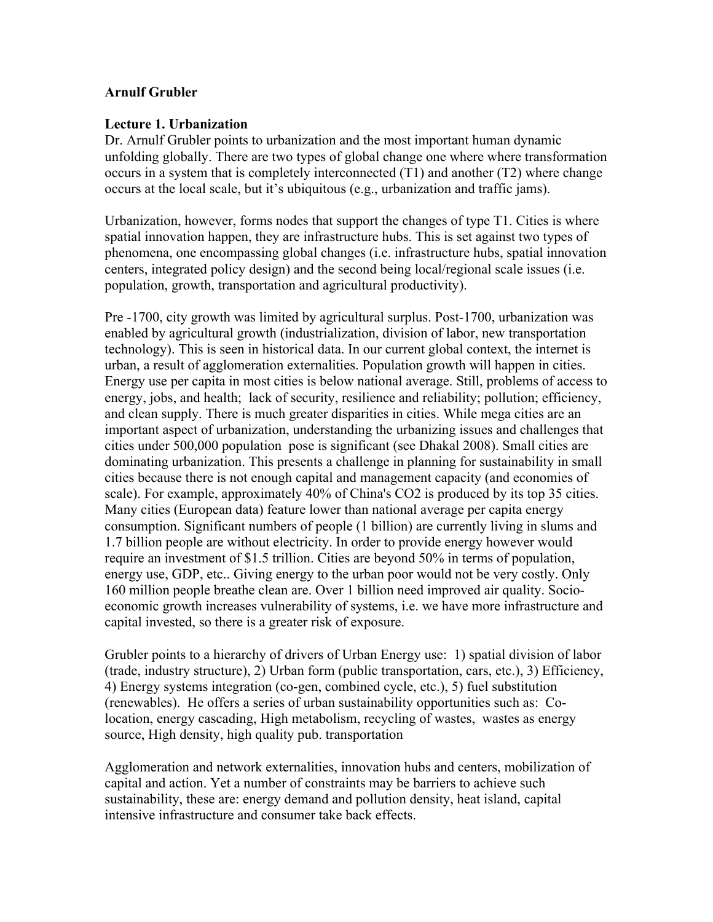**Arnulf Grubler**

**Lecture 1. Urbanization**

Dr. Arnulf Grubler points to urbanization and the most important human dynamic unfolding globally. There are two types of global change one where where transformation occurs in a system that is completely interconnected (T1) and another (T2) where change occurs at the local scale, but it's ubiquitous (e.g., urbanization and traffic jams).

Urbanization, however, forms nodes that support the changes of type T1. Cities is where spatial innovation happen, they are infrastructure hubs. This is set against two types of phenomena, one encompassing global changes (i.e. infrastructure hubs, spatial innovation centers, integrated policy design) and the second being local/regional scale issues (i.e. population, growth, transportation and agricultural productivity).

Pre -1700, city growth was limited by agricultural surplus. Post-1700, urbanization was enabled by agricultural growth (industrialization, division of labor, new transportation technology). This is seen in historical data. In our current global context, the internet is urban, a result of agglomeration externalities. Population growth will happen in cities. Energy use per capita in most cities is below national average. Still, problems of access to energy, jobs, and health; lack of security, resilience and reliability; pollution; efficiency, and clean supply. There is much greater disparities in cities. While mega cities are an important aspect of urbanization, understanding the urbanizing issues and challenges that cities under 500,000 population pose is significant (see Dhakal 2008). Small cities are dominating urbanization. This presents a challenge in planning for sustainability in small cities because there is not enough capital and management capacity (and economies of scale). For example, approximately 40% of China's $CO_2$ is produced by its top 35 cities. Many cities (European data) feature lower than national average per capita energy consumption. Significant numbers of people (1 billion) are currently living in slums and 1.7 billion people are without electricity. In order to provide energy however would require an investment of $1.5 trillion. Cities are beyond 50% in terms of population, energy use, GDP, etc.. Giving energy to the urban poor would not be very costly. Only 160 million people breathe clean are. Over 1 billion need improved air quality. Socio-economic growth increases vulnerability of systems, i.e. we have more infrastructure and capital invested, so there is a greater risk of exposure.

Grubler points to a hierarchy of drivers of Urban Energy use: 1) spatial division of labor (trade, industry structure), 2) Urban form (public transportation, cars, etc.), 3) Efficiency, 4) Energy systems integration (co-gen, combined cycle, etc.), 5) fuel substitution (renewables). He offers a series of urban sustainability opportunities such as: Co-location, energy cascading, High metabolism, recycling of wastes, wastes as energy source, High density, high quality pub. transportation

Agglomeration and network externalities, innovation hubs and centers, mobilization of capital and action. Yet a number of constraints may be barriers to achieve such sustainability, these are: energy demand and pollution density, heat island, capital intensive infrastructure and consumer take back effects.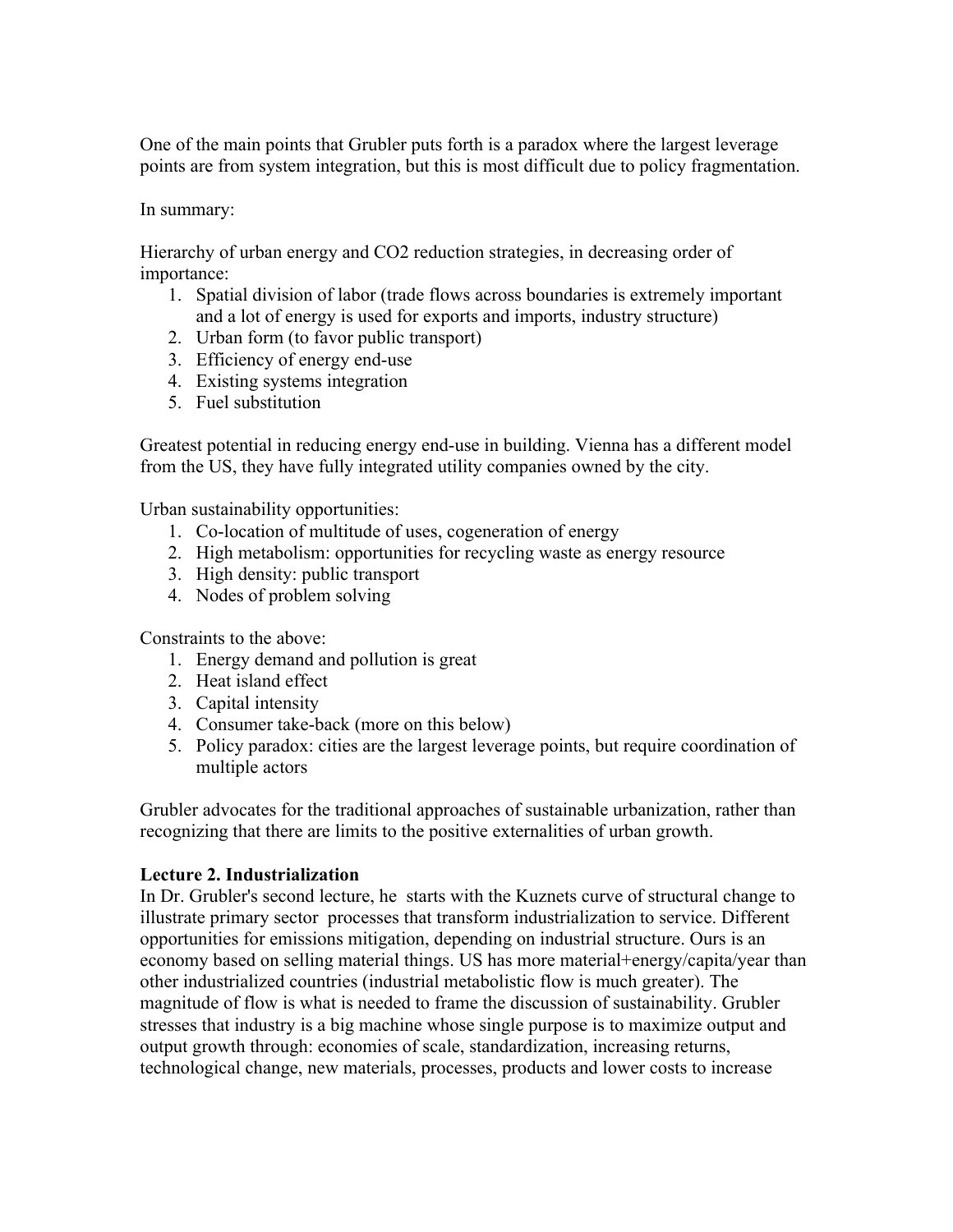One of the main points that Grubler puts forth is a paradox where the largest leverage points are from system integration, but this is most difficult due to policy fragmentation.

In summary:

Hierarchy of urban energy and $CO_2$ reduction strategies, in decreasing order of importance:

1. Spatial division of labor (trade flows across boundaries is extremely important and a lot of energy is used for exports and imports, industry structure)
2. Urban form (to favor public transport)
3. Efficiency of energy end-use
4. Existing systems integration
5. Fuel substitution

Greatest potential in reducing energy end-use in building. Vienna has a different model from the US, they have fully integrated utility companies owned by the city.

Urban sustainability opportunities:

1. Co-location of multitude of uses, cogeneration of energy
2. High metabolism: opportunities for recycling waste as energy resource
3. High density: public transport
4. Nodes of problem solving

Constraints to the above:

1. Energy demand and pollution is great
2. Heat island effect
3. Capital intensity
4. Consumer take-back (more on this below)
5. Policy paradox: cities are the largest leverage points, but require coordination of multiple actors

Grubler advocates for the traditional approaches of sustainable urbanization, rather than recognizing that there are limits to the positive externalities of urban growth.

**Lecture 2. Industrialization**

In Dr. Grubler's second lecture, he starts with the Kuznets curve of structural change to illustrate primary sector processes that transform industrialization to service. Different opportunities for emissions mitigation, depending on industrial structure. Ours is an economy based on selling material things. US has more material+energy/capita/year than other industrialized countries (industrial metabolistic flow is much greater). The magnitude of flow is what is needed to frame the discussion of sustainability. Grubler stresses that industry is a big machine whose single purpose is to maximize output and output growth through: economies of scale, standardization, increasing returns, technological change, new materials, processes, products and lower costs to increase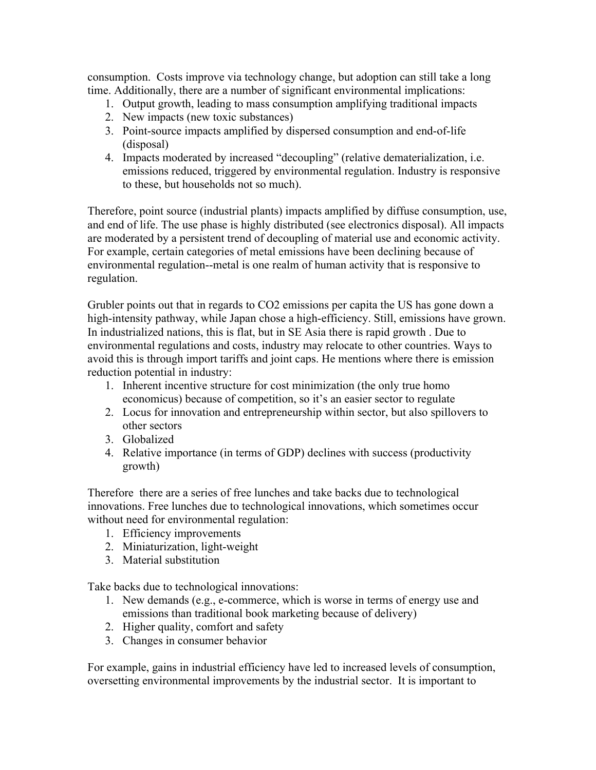consumption. Costs improve via technology change, but adoption can still take a long time. Additionally, there are a number of significant environmental implications:

1. Output growth, leading to mass consumption amplifying traditional impacts
2. New impacts (new toxic substances)
3. Point-source impacts amplified by dispersed consumption and end-of-life (disposal)
4. Impacts moderated by increased "decoupling" (relative dematerialization, i.e. emissions reduced, triggered by environmental regulation. Industry is responsive to these, but households not so much).

Therefore, point source (industrial plants) impacts amplified by diffuse consumption, use, and end of life. The use phase is highly distributed (see electronics disposal). All impacts are moderated by a persistent trend of decoupling of material use and economic activity. For example, certain categories of metal emissions have been declining because of environmental regulation--metal is one realm of human activity that is responsive to regulation.

Grubler points out that in regards to $CO_2$ emissions per capita the US has gone down a high-intensity pathway, while Japan chose a high-efficiency. Still, emissions have grown. In industrialized nations, this is flat, but in SE Asia there is rapid growth . Due to environmental regulations and costs, industry may relocate to other countries. Ways to avoid this is through import tariffs and joint caps. He mentions where there is emission reduction potential in industry:

1. Inherent incentive structure for cost minimization (the only true homo economicus) because of competition, so it's an easier sector to regulate
2. Locus for innovation and entrepreneurship within sector, but also spillovers to other sectors
3. Globalized
4. Relative importance (in terms of GDP) declines with success (productivity growth)

Therefore there are a series of free lunches and take backs due to technological innovations. Free lunches due to technological innovations, which sometimes occur without need for environmental regulation:

1. Efficiency improvements
2. Miniaturization, light-weight
3. Material substitution

Take backs due to technological innovations:

1. New demands (e.g., e-commerce, which is worse in terms of energy use and emissions than traditional book marketing because of delivery)
2. Higher quality, comfort and safety
3. Changes in consumer behavior

For example, gains in industrial efficiency have led to increased levels of consumption, oversetting environmental improvements by the industrial sector. It is important to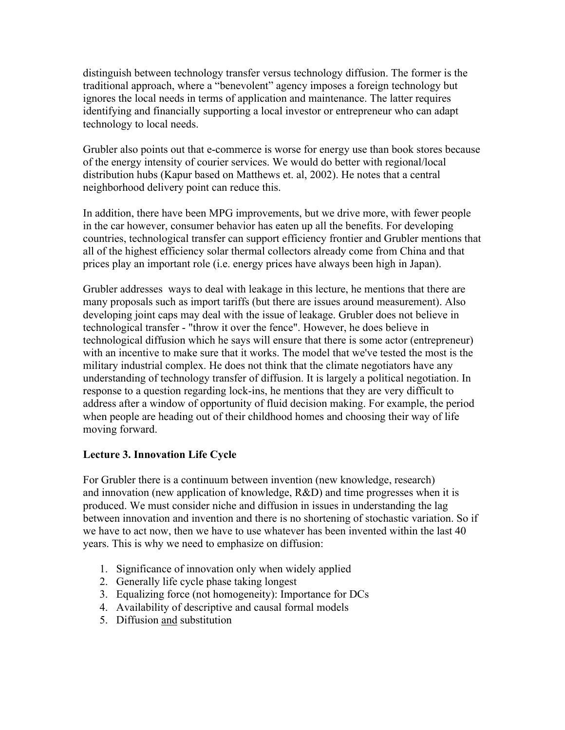distinguish between technology transfer versus technology diffusion. The former is the traditional approach, where a "benevolent" agency imposes a foreign technology but ignores the local needs in terms of application and maintenance. The latter requires identifying and financially supporting a local investor or entrepreneur who can adapt technology to local needs.

Grubler also points out that e-commerce is worse for energy use than book stores because of the energy intensity of courier services. We would do better with regional/local distribution hubs (Kapur based on Matthews et. al, 2002). He notes that a central neighborhood delivery point can reduce this.

In addition, there have been MPG improvements, but we drive more, with fewer people in the car however, consumer behavior has eaten up all the benefits. For developing countries, technological transfer can support efficiency frontier and Grubler mentions that all of the highest efficiency solar thermal collectors already come from China and that prices play an important role (i.e. energy prices have always been high in Japan).

Grubler addresses  ways to deal with leakage in this lecture, he mentions that there are many proposals such as import tariffs (but there are issues around measurement). Also developing joint caps may deal with the issue of leakage. Grubler does not believe in technological transfer - "throw it over the fence". However, he does believe in technological diffusion which he says will ensure that there is some actor (entrepreneur) with an incentive to make sure that it works. The model that we've tested the most is the military industrial complex. He does not think that the climate negotiators have any understanding of technology transfer of diffusion. It is largely a political negotiation. In response to a question regarding lock-ins, he mentions that they are very difficult to address after a window of opportunity of fluid decision making. For example, the period when people are heading out of their childhood homes and choosing their way of life moving forward.

### Lecture 3. Innovation Life Cycle

For Grubler there is a continuum between invention (new knowledge, research) and innovation (new application of knowledge, R&D) and time progresses when it is produced. We must consider niche and diffusion in issues in understanding the lag between innovation and invention and there is no shortening of stochastic variation. So if we have to act now, then we have to use whatever has been invented within the last 40 years. This is why we need to emphasize on diffusion:

1. Significance of innovation only when widely applied
2. Generally life cycle phase taking longest
3. Equalizing force (not homogeneity): Importance for DCs
4. Availability of descriptive and causal formal models
5. Diffusion <u>and</u> substitution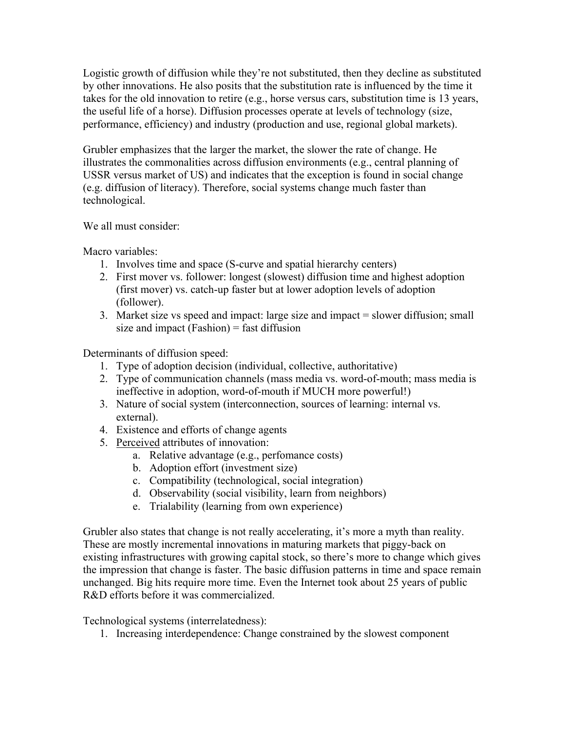Logistic growth of diffusion while they're not substituted, then they decline as substituted by other innovations. He also posits that the substitution rate is influenced by the time it takes for the old innovation to retire (e.g., horse versus cars, substitution time is 13 years, the useful life of a horse). Diffusion processes operate at levels of technology (size, performance, efficiency) and industry (production and use, regional global markets).

Grubler emphasizes that the larger the market, the slower the rate of change. He illustrates the commonalities across diffusion environments (e.g., central planning of USSR versus market of US) and indicates that the exception is found in social change (e.g. diffusion of literacy). Therefore, social systems change much faster than technological.

We all must consider:

Macro variables:

1. Involves time and space (S-curve and spatial hierarchy centers)
2. First mover vs. follower: longest (slowest) diffusion time and highest adoption (first mover) vs. catch-up faster but at lower adoption levels of adoption (follower).
3. Market size vs speed and impact: large size and impact = slower diffusion; small size and impact (Fashion) = fast diffusion

Determinants of diffusion speed:

1. Type of adoption decision (individual, collective, authoritative)
2. Type of communication channels (mass media vs. word-of-mouth; mass media is ineffective in adoption, word-of-mouth if MUCH more powerful!)
3. Nature of social system (interconnection, sources of learning: internal vs. external).
4. Existence and efforts of change agents
5. <u>Perceived</u> attributes of innovation:
    a. Relative advantage (e.g., perfomance costs)
    b. Adoption effort (investment size)
    c. Compatibility (technological, social integration)
    d. Observability (social visibility, learn from neighbors)
    e. Trialability (learning from own experience)

Grubler also states that change is not really accelerating, it's more a myth than reality. These are mostly incremental innovations in maturing markets that piggy-back on existing infrastructures with growing capital stock, so there's more to change which gives the impression that change is faster. The basic diffusion patterns in time and space remain unchanged. Big hits require more time. Even the Internet took about 25 years of public R&D efforts before it was commercialized.

Technological systems (interrelatedness):

1. Increasing interdependence: Change constrained by the slowest component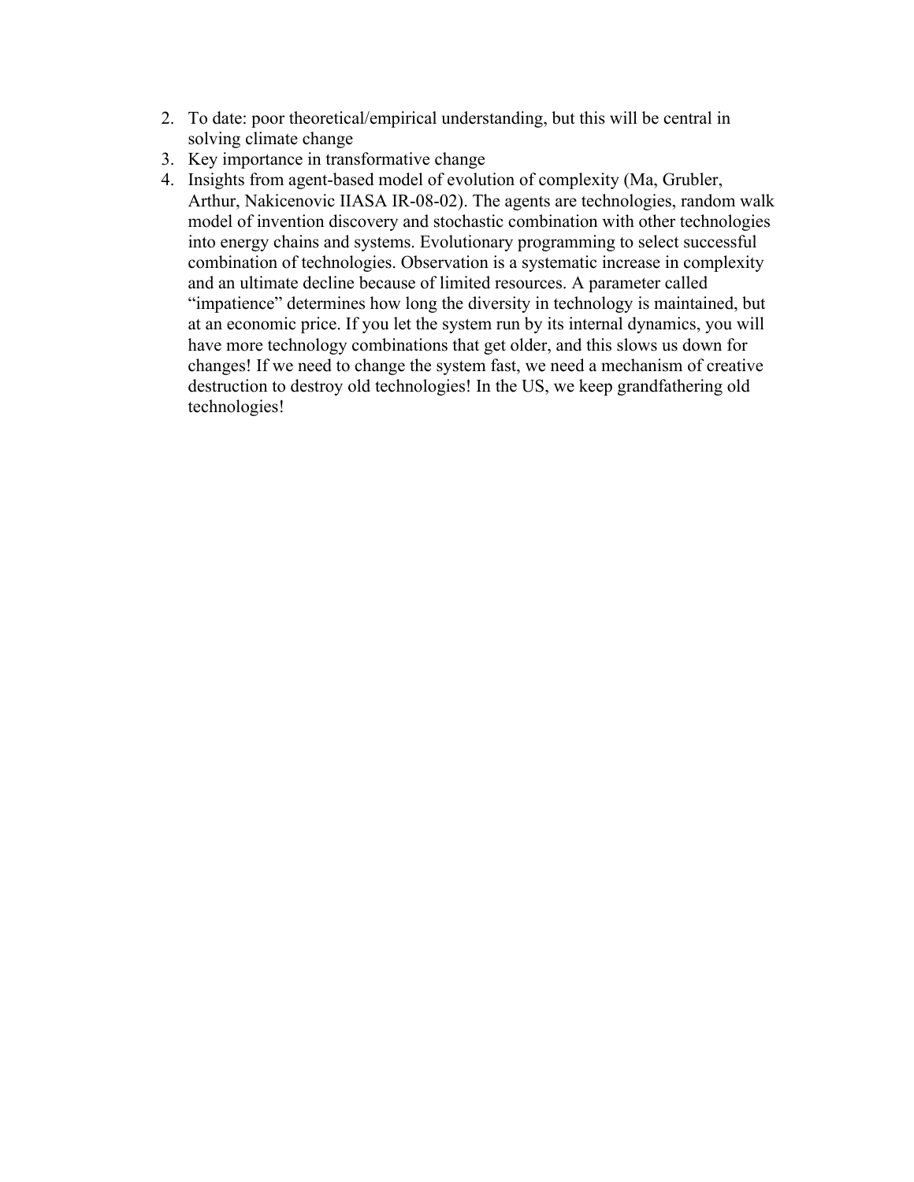2. To date: poor theoretical/empirical understanding, but this will be central in solving climate change
3. Key importance in transformative change
4. Insights from agent-based model of evolution of complexity (Ma, Grubler, Arthur, Nakicenovic IIASA IR-08-02). The agents are technologies, random walk model of invention discovery and stochastic combination with other technologies into energy chains and systems. Evolutionary programming to select successful combination of technologies. Observation is a systematic increase in complexity and an ultimate decline because of limited resources. A parameter called "impatience" determines how long the diversity in technology is maintained, but at an economic price. If you let the system run by its internal dynamics, you will have more technology combinations that get older, and this slows us down for changes! If we need to change the system fast, we need a mechanism of creative destruction to destroy old technologies! In the US, we keep grandfathering old technologies!